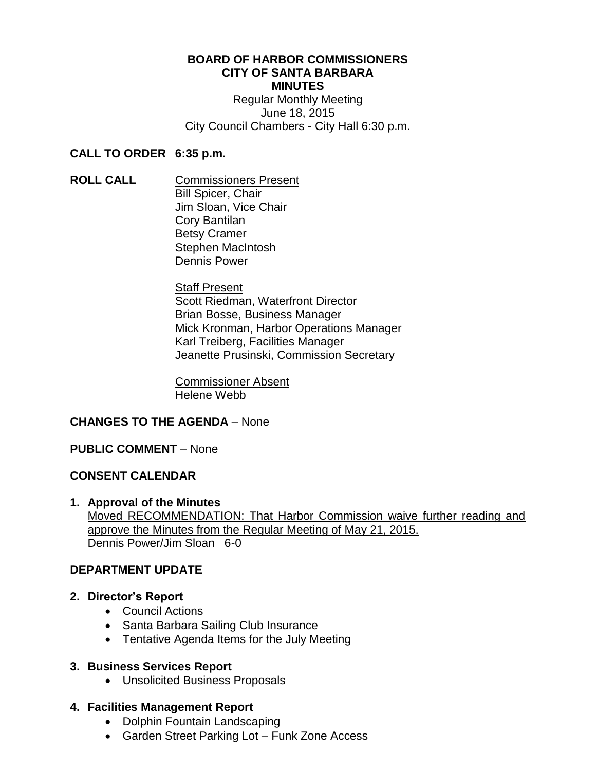**BOARD OF HARBOR COMMISSIONERS**
**CITY OF SANTA BARBARA**
**MINUTES**
Regular Monthly Meeting
June 18, 2015
City Council Chambers - City Hall 6:30 p.m.

**CALL TO ORDER 6:35 p.m.**

**ROLL CALL**

Commissioners Present
Bill Spicer, Chair
Jim Sloan, Vice Chair
Cory Bantilan
Betsy Cramer
Stephen MacIntosh
Dennis Power

Staff Present
Scott Riedman, Waterfront Director
Brian Bosse, Business Manager
Mick Kronman, Harbor Operations Manager
Karl Treiberg, Facilities Manager
Jeanette Prusinski, Commission Secretary

Commissioner Absent
Helene Webb

**CHANGES TO THE AGENDA** – None

**PUBLIC COMMENT** – None

**CONSENT CALENDAR**

**1. Approval of the Minutes**
Moved RECOMMENDATION: That Harbor Commission waive further reading and approve the Minutes from the Regular Meeting of May 21, 2015.
Dennis Power/Jim Sloan 6-0

**DEPARTMENT UPDATE**

**2. Director's Report**
- Council Actions
- Santa Barbara Sailing Club Insurance
- Tentative Agenda Items for the July Meeting

**3. Business Services Report**
- Unsolicited Business Proposals

**4. Facilities Management Report**
- Dolphin Fountain Landscaping
- Garden Street Parking Lot – Funk Zone Access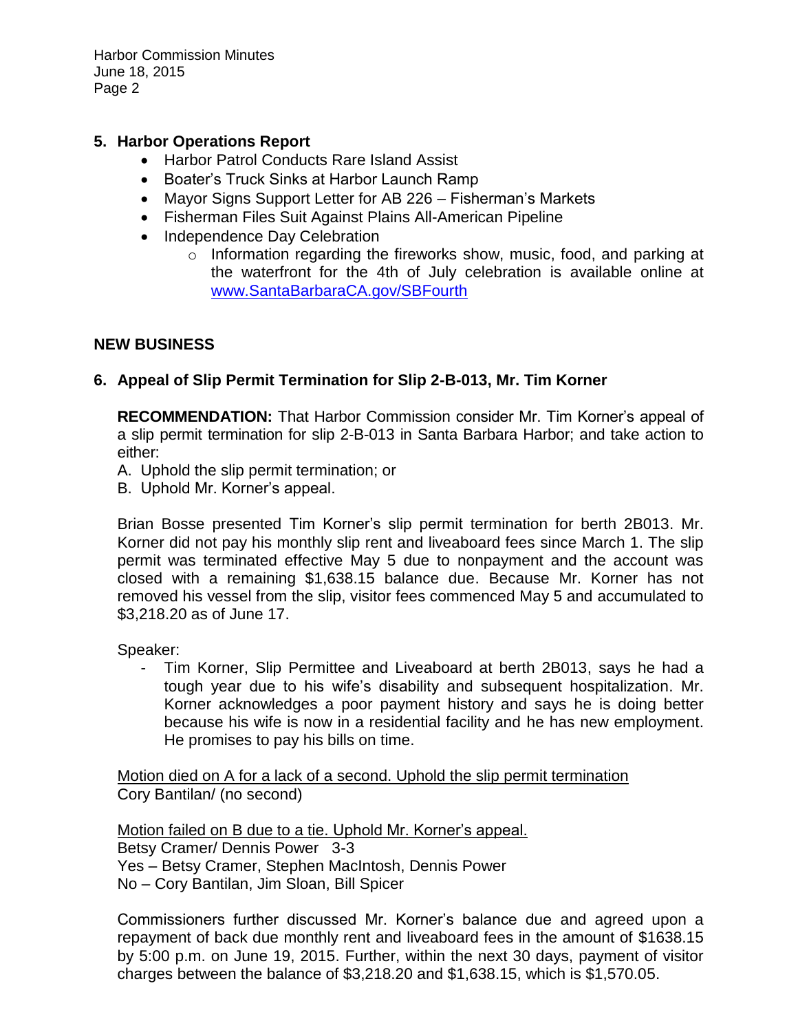## 5. Harbor Operations Report

- Harbor Patrol Conducts Rare Island Assist
- Boater's Truck Sinks at Harbor Launch Ramp
- Mayor Signs Support Letter for AB 226 – Fisherman's Markets
- Fisherman Files Suit Against Plains All-American Pipeline
- Independence Day Celebration
    - Information regarding the fireworks show, music, food, and parking at the waterfront for the 4th of July celebration is available online at www.SantaBarbaraCA.gov/SBFourth

## NEW BUSINESS

## 6. Appeal of Slip Permit Termination for Slip 2-B-013, Mr. Tim Korner

**RECOMMENDATION:** That Harbor Commission consider Mr. Tim Korner's appeal of a slip permit termination for slip 2-B-013 in Santa Barbara Harbor; and take action to either:

A. Uphold the slip permit termination; or
B. Uphold Mr. Korner's appeal.

Brian Bosse presented Tim Korner's slip permit termination for berth 2B013. Mr. Korner did not pay his monthly slip rent and liveaboard fees since March 1. The slip permit was terminated effective May 5 due to nonpayment and the account was closed with a remaining $1,638.15 balance due. Because Mr. Korner has not removed his vessel from the slip, visitor fees commenced May 5 and accumulated to $3,218.20 as of June 17.

Speaker:

- Tim Korner, Slip Permittee and Liveaboard at berth 2B013, says he had a tough year due to his wife's disability and subsequent hospitalization. Mr. Korner acknowledges a poor payment history and says he is doing better because his wife is now in a residential facility and he has new employment. He promises to pay his bills on time.

<u>Motion died on A for a lack of a second. Uphold the slip permit termination</u>
Cory Bantilan/ (no second)

<u>Motion failed on B due to a tie. Uphold Mr. Korner's appeal.</u>
Betsy Cramer/ Dennis Power 3-3
Yes – Betsy Cramer, Stephen MacIntosh, Dennis Power
No – Cory Bantilan, Jim Sloan, Bill Spicer

Commissioners further discussed Mr. Korner's balance due and agreed upon a repayment of back due monthly rent and liveaboard fees in the amount of $1638.15 by 5:00 p.m. on June 19, 2015. Further, within the next 30 days, payment of visitor charges between the balance of $3,218.20 and $1,638.15, which is $1,570.05.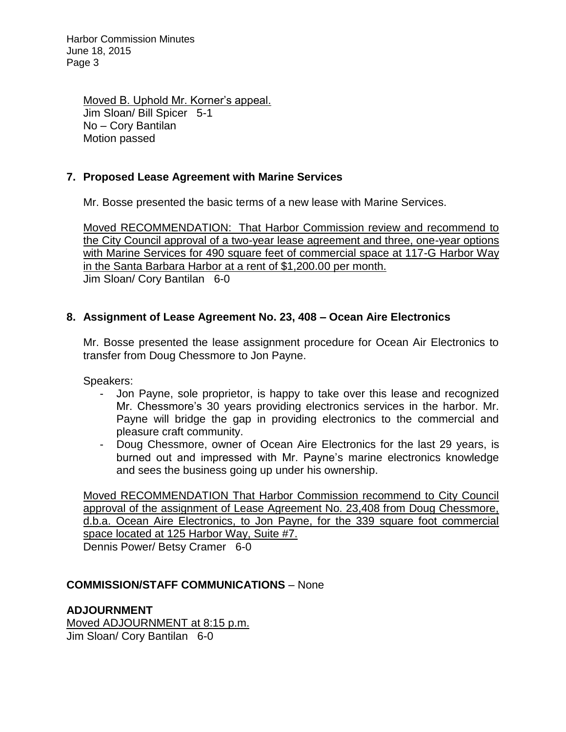Moved B. Uphold Mr. Korner's appeal.
Jim Sloan/ Bill Spicer 5-1
No – Cory Bantilan
Motion passed

**7. Proposed Lease Agreement with Marine Services**

Mr. Bosse presented the basic terms of a new lease with Marine Services.

Moved RECOMMENDATION: That Harbor Commission review and recommend to the City Council approval of a two-year lease agreement and three, one-year options with Marine Services for 490 square feet of commercial space at 117-G Harbor Way in the Santa Barbara Harbor at a rent of $1,200.00 per month.
Jim Sloan/ Cory Bantilan 6-0

**8. Assignment of Lease Agreement No. 23, 408 – Ocean Aire Electronics**

Mr. Bosse presented the lease assignment procedure for Ocean Air Electronics to transfer from Doug Chessmore to Jon Payne.

Speakers:

- Jon Payne, sole proprietor, is happy to take over this lease and recognized Mr. Chessmore's 30 years providing electronics services in the harbor. Mr. Payne will bridge the gap in providing electronics to the commercial and pleasure craft community.
- Doug Chessmore, owner of Ocean Aire Electronics for the last 29 years, is burned out and impressed with Mr. Payne's marine electronics knowledge and sees the business going up under his ownership.

Moved RECOMMENDATION That Harbor Commission recommend to City Council approval of the assignment of Lease Agreement No. 23,408 from Doug Chessmore, d.b.a. Ocean Aire Electronics, to Jon Payne, for the 339 square foot commercial space located at 125 Harbor Way, Suite #7.
Dennis Power/ Betsy Cramer 6-0

**COMMISSION/STAFF COMMUNICATIONS** – None

**ADJOURNMENT**
Moved ADJOURNMENT at 8:15 p.m.
Jim Sloan/ Cory Bantilan 6-0